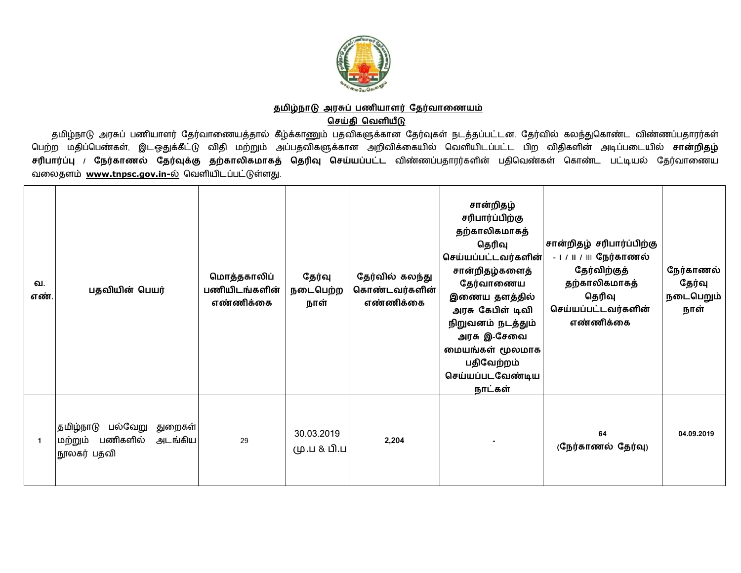## தமிழ்நாடு அரசுப் பணியாளர் தேர்வாணையம்

## செய்தி வெளியீடு

தமிழ்நாடு அரசுப் பணியாளர் தேர்வாணையத்தால் கீழ்க்காணும் பதவிகளுக்கான தேர்வுகள் நடத்தப்பட்டன. தேர்வில் கலந்துகொண்ட விண்ணப்பதாரர்கள் பெற்ற மதிப்பெண்கள், இடஒதுக்கீட்டு விதி மற்றும் அப்பதவிகளுக்கான அறிவிக்கையில் வெளியிடப்பட்ட பிற விதிகளின் அடிப்படையில் **சான்றிதழ் சரிபார்ப்பு / நேர்காணல் தேர்வுக்கு தற்காலிகமாகத் தெரிவு செய்யப்பட்ட** விண்ணப்பதாரர்களின் பதிவெண்கள் கொண்ட பட்டியல் தேர்வாணைய வலைதளம் **www.tnpsc.gov.in-ல்** வெளியிடப்பட்டுள்ளது.

| வ. எண். | பதவியின் பெயர் | மொத்தகாலிப் பணியிடங்களின் எண்ணிக்கை | தேர்வு நடைபெற்ற நாள் | தேர்வில் கலந்து கொண்டவர்களின் எண்ணிக்கை | சான்றிதழ் சரிபார்ப்பிற்கு தற்காலிகமாகத் தெரிவு செய்யப்பட்டவர்களின் சான்றிதழ்களைத் தேர்வாணைய இணைய தளத்தில் அரசு கேபிள் டிவி நிறுவனம் நடத்தும் அரசு இ-சேவை மையங்கள் மூலமாக பதிவேற்றம் செய்யப்படவேண்டிய நாட்கள் | சான்றிதழ் சரிபார்ப்பிற்கு - I / II / III நேர்காணல் தேர்விற்குத் தற்காலிகமாகத் தெரிவு செய்யப்பட்டவர்களின் எண்ணிக்கை | நேர்காணல் தேர்வு நடைபெறும் நாள் |
|---|---|---|---|---|---|---|---|
| 1 | தமிழ்நாடு பல்வேறு துறைகள் மற்றும் பணிகளில் அடங்கிய நூலகர் பதவி | 29 | 30.03.2019 மு.ப & பி.ப | **2,204** | - | **64 (நேர்காணல் தேர்வு)** | **04.09.2019** |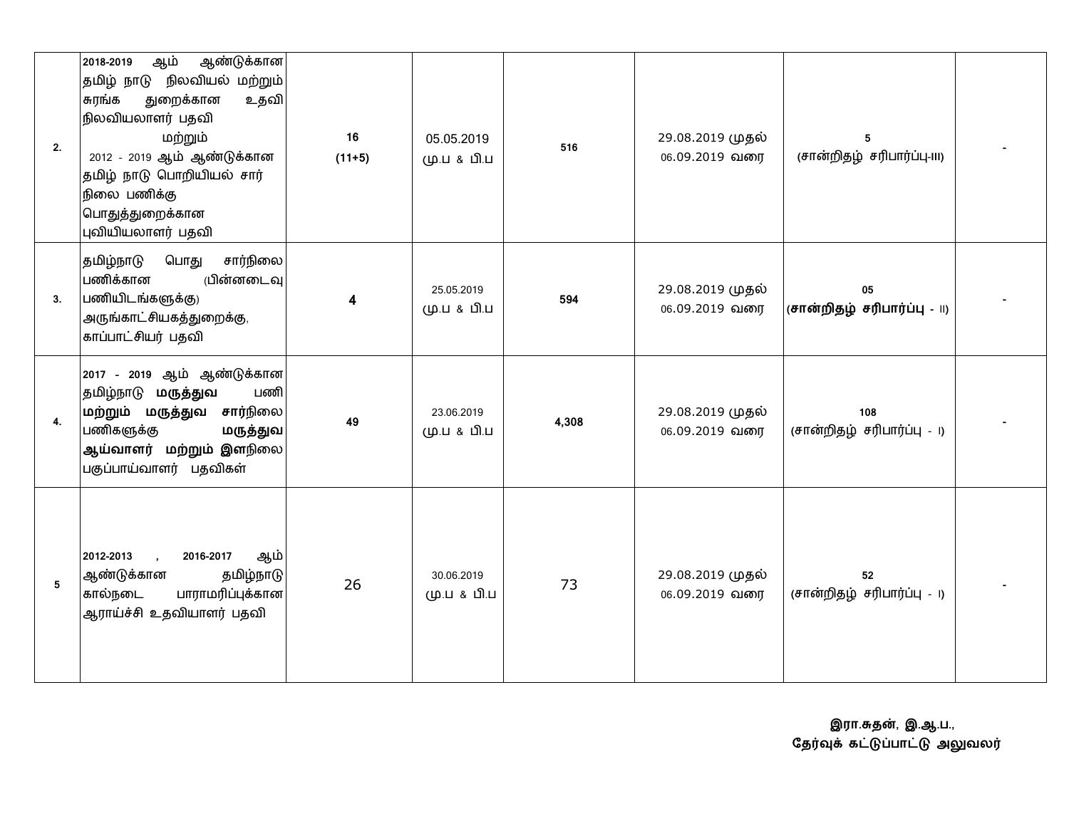| | | | | | | | |
|---|---|---|---|---|---|---|---|
| 2. | 2018-2019 ஆம் ஆண்டுக்கான தமிழ் நாடு நிலவியல் மற்றும் சுரங்க துறைக்கான உதவி நிலவியலாளர் பதவி மற்றும் 2012 - 2019 ஆம் ஆண்டுக்கான தமிழ் நாடு பொறியியல் சார் நிலை பணிக்கு பொதுத்துறைக்கான புவியியலாளர் பதவி | 16 (11+5) | 05.05.2019 மு.ப & பி.ப | 516 | 29.08.2019 முதல் 06.09.2019 வரை | 5 (சான்றிதழ் சரிபார்ப்பு-III) | - |
| 3. | தமிழ்நாடு பொது சார்நிலை பணிக்கான (பின்னடைவு பணியிடங்களுக்கு) அருங்காட்சியகத்துறைக்கு, காப்பாட்சியர் பதவி | 4 | 25.05.2019 மு.ப & பி.ப | 594 | 29.08.2019 முதல் 06.09.2019 வரை | 05 (**சான்றிதழ் சரிபார்ப்பு** - II) | - |
| 4. | 2017 - 2019 ஆம் ஆண்டுக்கான தமிழ்நாடு **மருத்துவ** பணி **மற்றும் மருத்துவ சார்**நிலை பணிகளுக்கு **மருத்துவ ஆய்வாளர் மற்றும் இள**நிலை பகுப்பாய்வாளர் பதவிகள் | 49 | 23.06.2019 மு.ப & பி.ப | 4,308 | 29.08.2019 முதல் 06.09.2019 வரை | 108 (சான்றிதழ் சரிபார்ப்பு - I) | - |
| 5 | 2012-2013 , 2016-2017 ஆம் ஆண்டுக்கான தமிழ்நாடு கால்நடை பாராமரிப்புக்கான ஆராய்ச்சி உதவியாளர் பதவி | 26 | 30.06.2019 மு.ப & பி.ப | 73 | 29.08.2019 முதல் 06.09.2019 வரை | 52 (சான்றிதழ் சரிபார்ப்பு - I) | - |

**இரா.சுதன், இ.ஆ.ப.,**
**தேர்வுக் கட்டுப்பாட்டு அலுவலர்**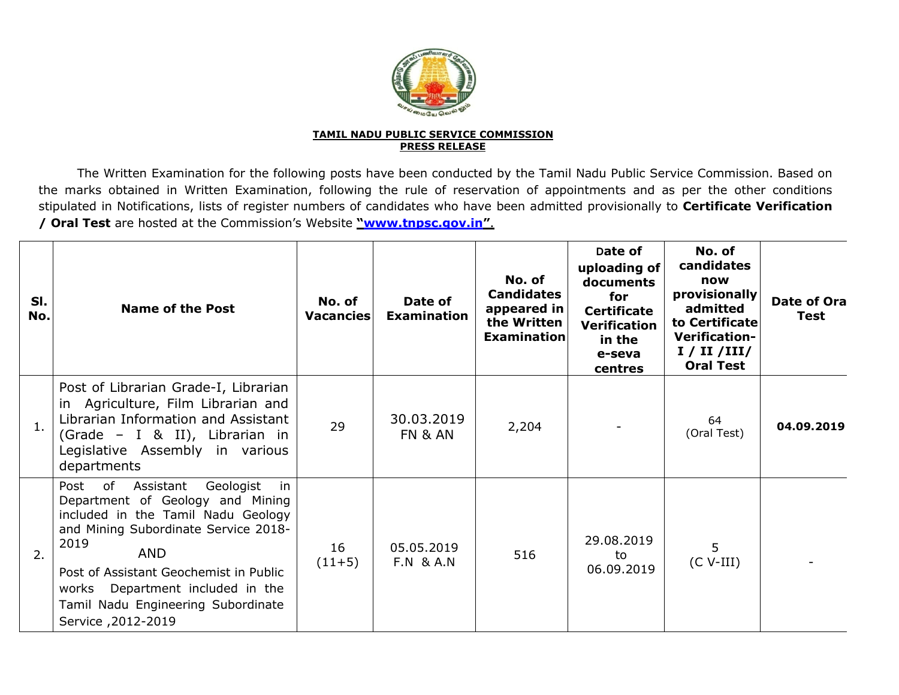**TAMIL NADU PUBLIC SERVICE COMMISSION**
**PRESS RELEASE**

The Written Examination for the following posts have been conducted by the Tamil Nadu Public Service Commission. Based on the marks obtained in Written Examination, following the rule of reservation of appointments and as per the other conditions stipulated in Notifications, lists of register numbers of candidates who have been admitted provisionally to **Certificate Verification / Oral Test** are hosted at the Commission's Website **"www.tnpsc.gov.in"**.

| Sl. No. | Name of the Post | No. of Vacancies | Date of Examination | No. of Candidates appeared in the Written Examination | Date of uploading of documents for Certificate Verification in the e-seva centres | No. of candidates now provisionally admitted to Certificate Verification- I / II /III/ Oral Test | Date of Ora Test |
|---|---|---|---|---|---|---|---|
| 1. | Post of Librarian Grade-I, Librarian in Agriculture, Film Librarian and Librarian Information and Assistant (Grade – I & II), Librarian in Legislative Assembly in various departments | 29 | 30.03.2019 FN & AN | 2,204 | - | 64 (Oral Test) | **04.09.2019** |
| 2. | Post of Assistant Geologist in Department of Geology and Mining included in the Tamil Nadu Geology and Mining Subordinate Service 2018-2019 AND Post of Assistant Geochemist in Public works Department included in the Tamil Nadu Engineering Subordinate Service ,2012-2019 | 16 (11+5) | 05.05.2019 F.N & A.N | 516 | 29.08.2019 to 06.09.2019 | 5 (C V-III) | - |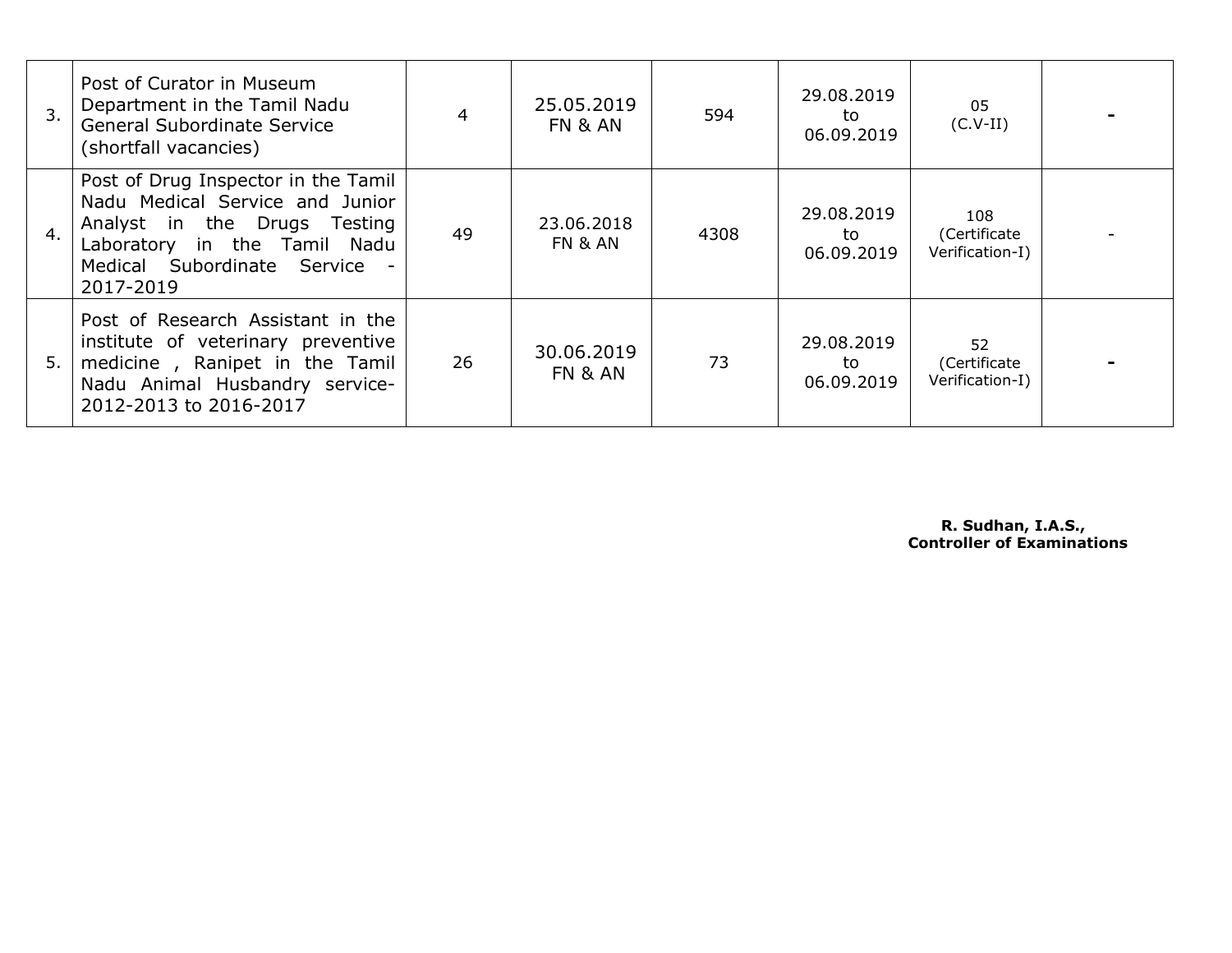| | | | | | | | |
|---|---|---|---|---|---|---|---|
| 3. | Post of Curator in Museum Department in the Tamil Nadu General Subordinate Service (shortfall vacancies) | 4 | 25.05.2019 FN & AN | 594 | 29.08.2019 to 06.09.2019 | 05 (C.V-II) | - |
| 4. | Post of Drug Inspector in the Tamil Nadu Medical Service and Junior Analyst in the Drugs Testing Laboratory in the Tamil Nadu Medical Subordinate Service - 2017-2019 | 49 | 23.06.2018 FN & AN | 4308 | 29.08.2019 to 06.09.2019 | 108 (Certificate Verification-I) | - |
| 5. | Post of Research Assistant in the institute of veterinary preventive medicine , Ranipet in the Tamil Nadu Animal Husbandry service- 2012-2013 to 2016-2017 | 26 | 30.06.2019 FN & AN | 73 | 29.08.2019 to 06.09.2019 | 52 (Certificate Verification-I) | - |

**R. Sudhan, I.A.S.,**
**Controller of Examinations**